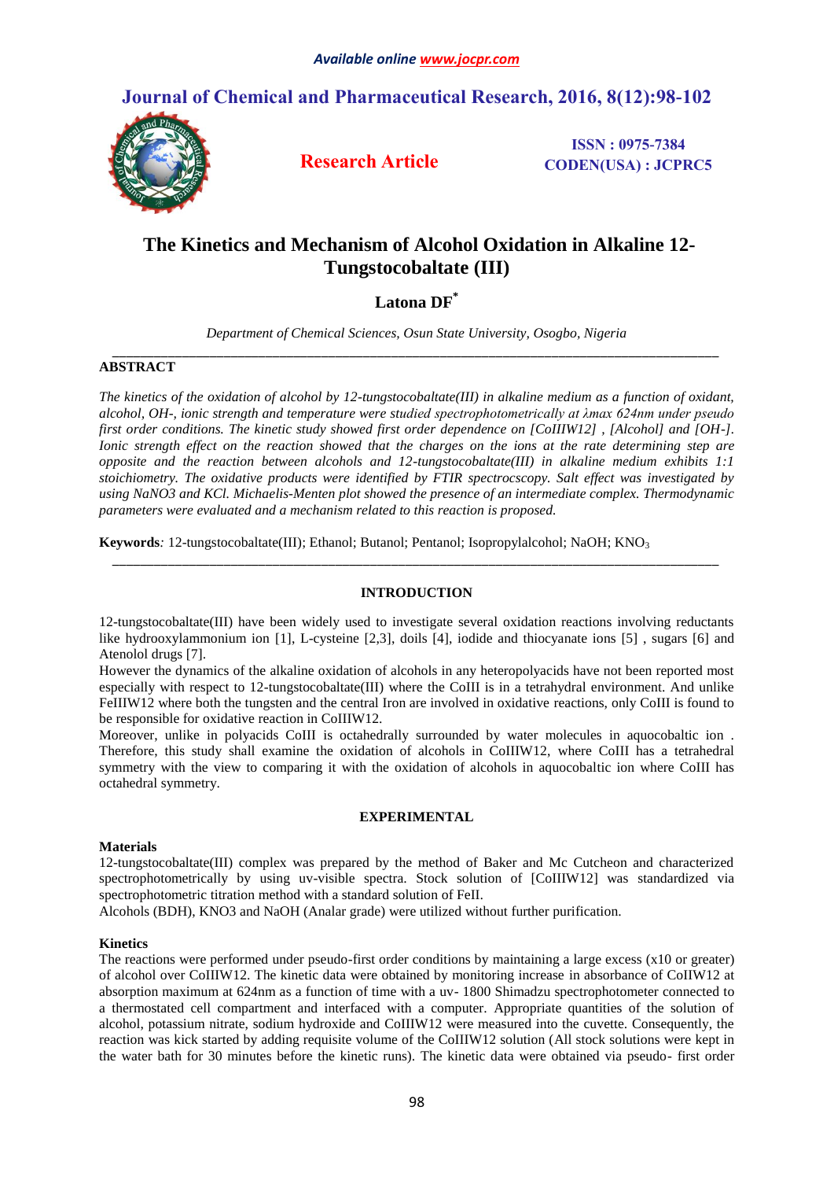# The Kinetics and Mechanism of Alcohol Oxidation in Alkaline 12-Tungstocobaltate (III)

**Latona DF***

*Department of Chemical Sciences, Osun State University, Osogbo, Nigeria*

---

## ABSTRACT

*The kinetics of the oxidation of alcohol by 12-tungstocobaltate(III) in alkaline medium as a function of oxidant, alcohol, OH-, ionic strength and temperature were studied spectrophotometrically at λmax 624nm under pseudo first order conditions. The kinetic study showed first order dependence on [CoIIIW12] , [Alcohol] and [OH-]. Ionic strength effect on the reaction showed that the charges on the ions at the rate determining step are opposite and the reaction between alcohols and 12-tungstocobaltate(III) in alkaline medium exhibits 1:1 stoichiometry. The oxidative products were identified by FTIR spectrocscopy. Salt effect was investigated by using NaNO3 and KCl. Michaelis-Menten plot showed the presence of an intermediate complex. Thermodynamic parameters were evaluated and a mechanism related to this reaction is proposed.*

**Keywords***:* 12-tungstocobaltate(III); Ethanol; Butanol; Pentanol; Isopropylalcohol; NaOH; $KNO_3$

---

## INTRODUCTION

12-tungstocobaltate(III) have been widely used to investigate several oxidation reactions involving reductants like hydrooxylammonium ion [1], L-cysteine [2,3], doils [4], iodide and thiocyanate ions [5] , sugars [6] and Atenolol drugs [7].

However the dynamics of the alkaline oxidation of alcohols in any heteropolyacids have not been reported most especially with respect to 12-tungstocobaltate(III) where the CoIII is in a tetrahydral environment. And unlike FeIIIW12 where both the tungsten and the central Iron are involved in oxidative reactions, only CoIII is found to be responsible for oxidative reaction in CoIIIW12.

Moreover, unlike in polyacids CoIII is octahedrally surrounded by water molecules in aquocobaltic ion . Therefore, this study shall examine the oxidation of alcohols in CoIIIW12, where CoIII has a tetrahedral symmetry with the view to comparing it with the oxidation of alcohols in aquocobaltic ion where CoIII has octahedral symmetry.

## EXPERIMENTAL

### Materials

12-tungstocobaltate(III) complex was prepared by the method of Baker and Mc Cutcheon and characterized spectrophotometrically by using uv-visible spectra. Stock solution of [CoIIIW12] was standardized via spectrophotometric titration method with a standard solution of FeII.

Alcohols (BDH), KNO3 and NaOH (Analar grade) were utilized without further purification.

### Kinetics

The reactions were performed under pseudo-first order conditions by maintaining a large excess (x10 or greater) of alcohol over CoIIIW12. The kinetic data were obtained by monitoring increase in absorbance of CoIIW12 at absorption maximum at 624nm as a function of time with a uv- 1800 Shimadzu spectrophotometer connected to a thermostated cell compartment and interfaced with a computer. Appropriate quantities of the solution of alcohol, potassium nitrate, sodium hydroxide and CoIIIW12 were measured into the cuvette. Consequently, the reaction was kick started by adding requisite volume of the CoIIIW12 solution (All stock solutions were kept in the water bath for 30 minutes before the kinetic runs). The kinetic data were obtained via pseudo- first order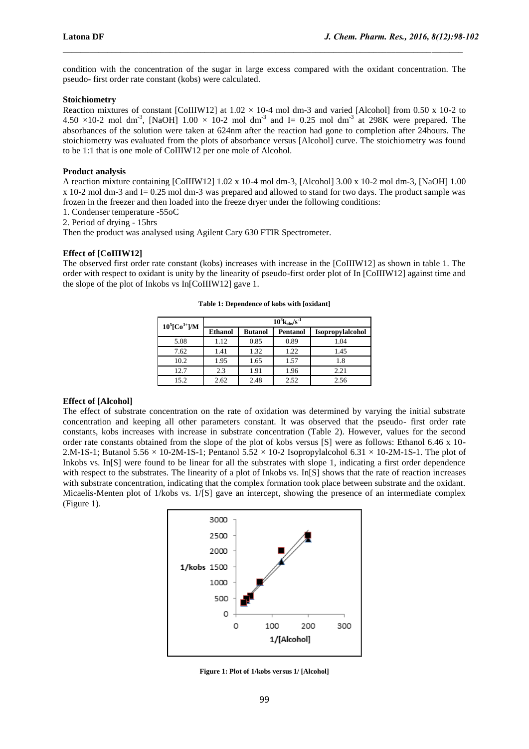condition with the concentration of the sugar in large excess compared with the oxidant concentration. The pseudo- first order rate constant (kobs) were calculated.

**Stoichiometry**

Reaction mixtures of constant [CoIIIW12] at $1.02 \times 10\text{-}4$ mol dm-3 and varied [Alcohol] from 0.50 x 10-2 to $4.50 \times 10\text{-}2$ mol $dm^{-3}$, [NaOH] $1.00 \times 10\text{-}2$ mol $dm^{-3}$ and I= 0.25 mol $dm^{-3}$ at 298K were prepared. The absorbances of the solution were taken at 624nm after the reaction had gone to completion after 24hours. The stoichiometry was evaluated from the plots of absorbance versus [Alcohol] curve. The stoichiometry was found to be 1:1 that is one mole of CoIIIW12 per one mole of Alcohol.

**Product analysis**

A reaction mixture containing [CoIIIW12] 1.02 x 10-4 mol dm-3, [Alcohol] 3.00 x 10-2 mol dm-3, [NaOH] 1.00 x 10-2 mol dm-3 and I= 0.25 mol dm-3 was prepared and allowed to stand for two days. The product sample was frozen in the freezer and then loaded into the freeze dryer under the following conditions:

1. Condenser temperature -55oC
2. Period of drying - 15hrs

Then the product was analysed using Agilent Cary 630 FTIR Spectrometer.

**Effect of [CoIIIW12]**

The observed first order rate constant (kobs) increases with increase in the [CoIIIW12] as shown in table 1. The order with respect to oxidant is unity by the linearity of pseudo-first order plot of In [CoIIIW12] against time and the slope of the plot of Inkobs vs In[CoIIIW12] gave 1.

**Table 1: Dependence of kobs with [oxidant]**

| $10^5[Co^{3+}]$/M | $10^3k_{obs}/s^{-1}$ | | | |
|---|---|---|---|---|
| | Ethanol | Butanol | Pentanol | Isopropylalcohol |
| 5.08 | 1.12 | 0.85 | 0.89 | 1.04 |
| 7.62 | 1.41 | 1.32 | 1.22 | 1.45 |
| 10.2 | 1.95 | 1.65 | 1.57 | 1.8 |
| 12.7 | 2.3 | 1.91 | 1.96 | 2.21 |
| 15.2 | 2.62 | 2.48 | 2.52 | 2.56 |

**Effect of [Alcohol]**

The effect of substrate concentration on the rate of oxidation was determined by varying the initial substrate concentration and keeping all other parameters constant. It was observed that the pseudo- first order rate constants, kobs increases with increase in substrate concentration (Table 2). However, values for the second order rate constants obtained from the slope of the plot of kobs versus [S] were as follows: Ethanol 6.46 x 10-2.M-1S-1; Butanol $5.56 \times 10\text{-}2$M-1S-1; Pentanol $5.52 \times 10\text{-}2$ Isopropylalcohol $6.31 \times 10\text{-}2$M-1S-1. The plot of Inkobs vs. In[S] were found to be linear for all the substrates with slope 1, indicating a first order dependence with respect to the substrates. The linearity of a plot of Inkobs vs. In[S] shows that the rate of reaction increases with substrate concentration, indicating that the complex formation took place between substrate and the oxidant. Micaelis-Menten plot of 1/kobs vs. 1/[S] gave an intercept, showing the presence of an intermediate complex (Figure 1).

**Figure 1: Plot of 1/kobs versus 1/ [Alcohol]**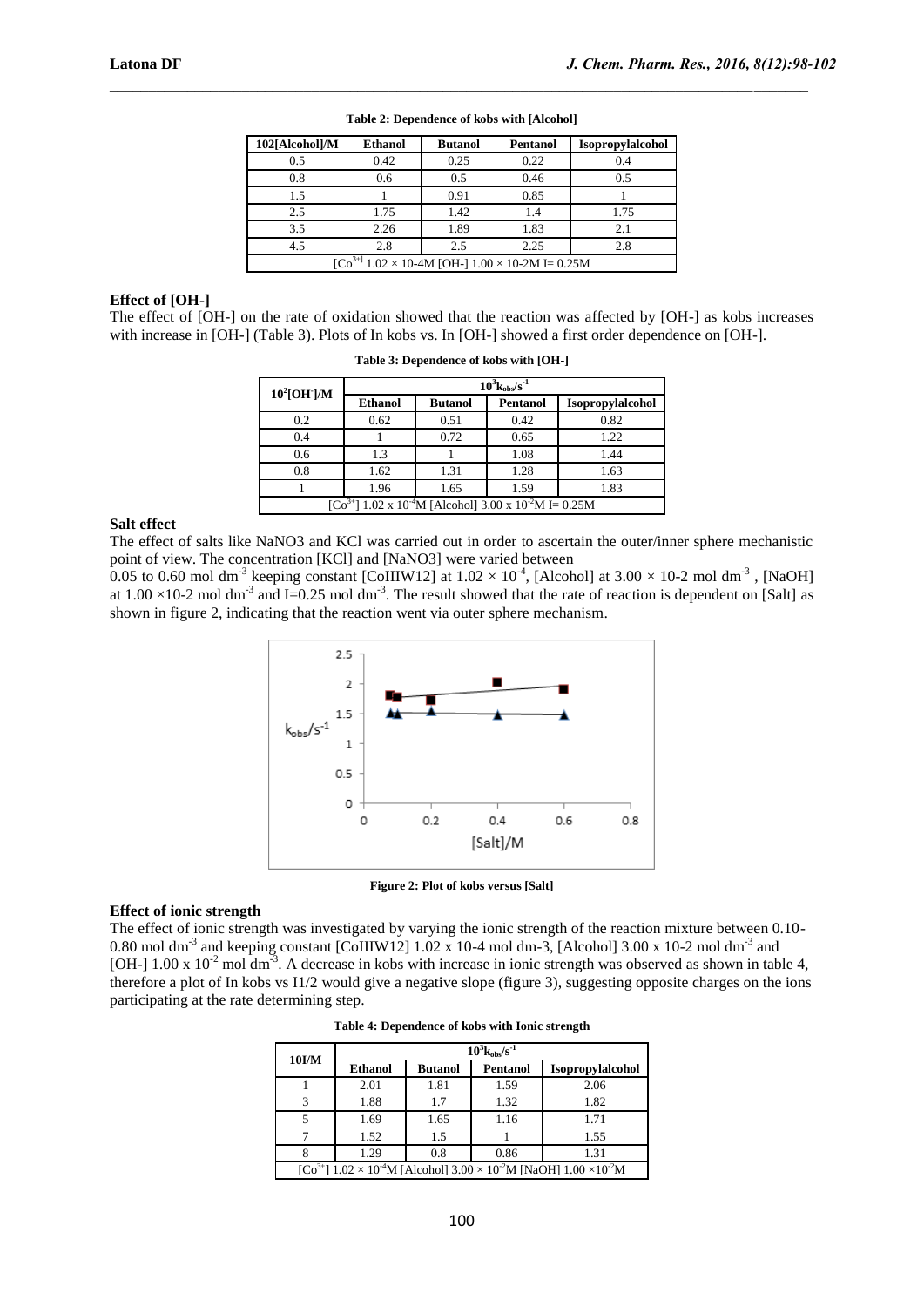**Table 2: Dependence of kobs with [Alcohol]**

| 102[Alcohol]/M | Ethanol | Butanol | Pentanol | Isopropylalcohol |
|---|---|---|---|---|
| 0.5 | 0.42 | 0.25 | 0.22 | 0.4 |
| 0.8 | 0.6 | 0.5 | 0.46 | 0.5 |
| 1.5 | 1 | 0.91 | 0.85 | 1 |
| 2.5 | 1.75 | 1.42 | 1.4 | 1.75 |
| 3.5 | 2.26 | 1.89 | 1.83 | 2.1 |
| 4.5 | 2.8 | 2.5 | 2.25 | 2.8 |
| $[Co^{3+}]$ 1.02 × 10-4M [OH-] 1.00 × 10-2M I= 0.25M | | | | |

## Effect of [OH-]

The effect of [OH-] on the rate of oxidation showed that the reaction was affected by [OH-] as kobs increases with increase in [OH-] (Table 3). Plots of In kobs vs. In [OH-] showed a first order dependence on [OH-].

**Table 3: Dependence of kobs with [OH-]**

| $10^2[OH^-]$/M | $10^3k_{obs}/s^{-1}$ | | | |
|---|---|---|---|---|
| | Ethanol | Butanol | Pentanol | Isopropylalcohol |
| 0.2 | 0.62 | 0.51 | 0.42 | 0.82 |
| 0.4 | 1 | 0.72 | 0.65 | 1.22 |
| 0.6 | 1.3 | 1 | 1.08 | 1.44 |
| 0.8 | 1.62 | 1.31 | 1.28 | 1.63 |
| 1 | 1.96 | 1.65 | 1.59 | 1.83 |
| $[Co^{3+}]$ 1.02 x $10^{-4}$M [Alcohol] 3.00 x $10^{-2}$M I= 0.25M | | | | |

## Salt effect

The effect of salts like NaNO3 and KCl was carried out in order to ascertain the outer/inner sphere mechanistic point of view. The concentration [KCl] and [NaNO3] were varied between 0.05 to 0.60 mol $dm^{-3}$ keeping constant [CoIIIW12] at $1.02 \times 10^{-4}$, [Alcohol] at 3.00 × 10-2 mol $dm^{-3}$, [NaOH] at 1.00 ×10-2 mol $dm^{-3}$ and I=0.25 mol $dm^{-3}$. The result showed that the rate of reaction is dependent on [Salt] as shown in figure 2, indicating that the reaction went via outer sphere mechanism.

**Figure 2: Plot of kobs versus [Salt]**

## Effect of ionic strength

The effect of ionic strength was investigated by varying the ionic strength of the reaction mixture between 0.10-0.80 mol $dm^{-3}$ and keeping constant [CoIIIW12] 1.02 x 10-4 mol dm-3, [Alcohol] 3.00 x 10-2 mol $dm^{-3}$ and [OH-] 1.00 x $10^{-2}$ mol $dm^{-3}$. A decrease in kobs with increase in ionic strength was observed as shown in table 4, therefore a plot of In kobs vs I1/2 would give a negative slope (figure 3), suggesting opposite charges on the ions participating at the rate determining step.

**Table 4: Dependence of kobs with Ionic strength**

| 10I/M | $10^3k_{obs}/s^{-1}$ | | | |
|---|---|---|---|---|
| | Ethanol | Butanol | Pentanol | Isopropylalcohol |
| 1 | 2.01 | 1.81 | 1.59 | 2.06 |
| 3 | 1.88 | 1.7 | 1.32 | 1.82 |
| 5 | 1.69 | 1.65 | 1.16 | 1.71 |
| 7 | 1.52 | 1.5 | 1 | 1.55 |
| 8 | 1.29 | 0.8 | 0.86 | 1.31 |
| $[Co^{3+}]$ 1.02 × $10^{-4}$M [Alcohol] 3.00 × $10^{-2}$M [NaOH] 1.00 ×$10^{-2}$M | | | | |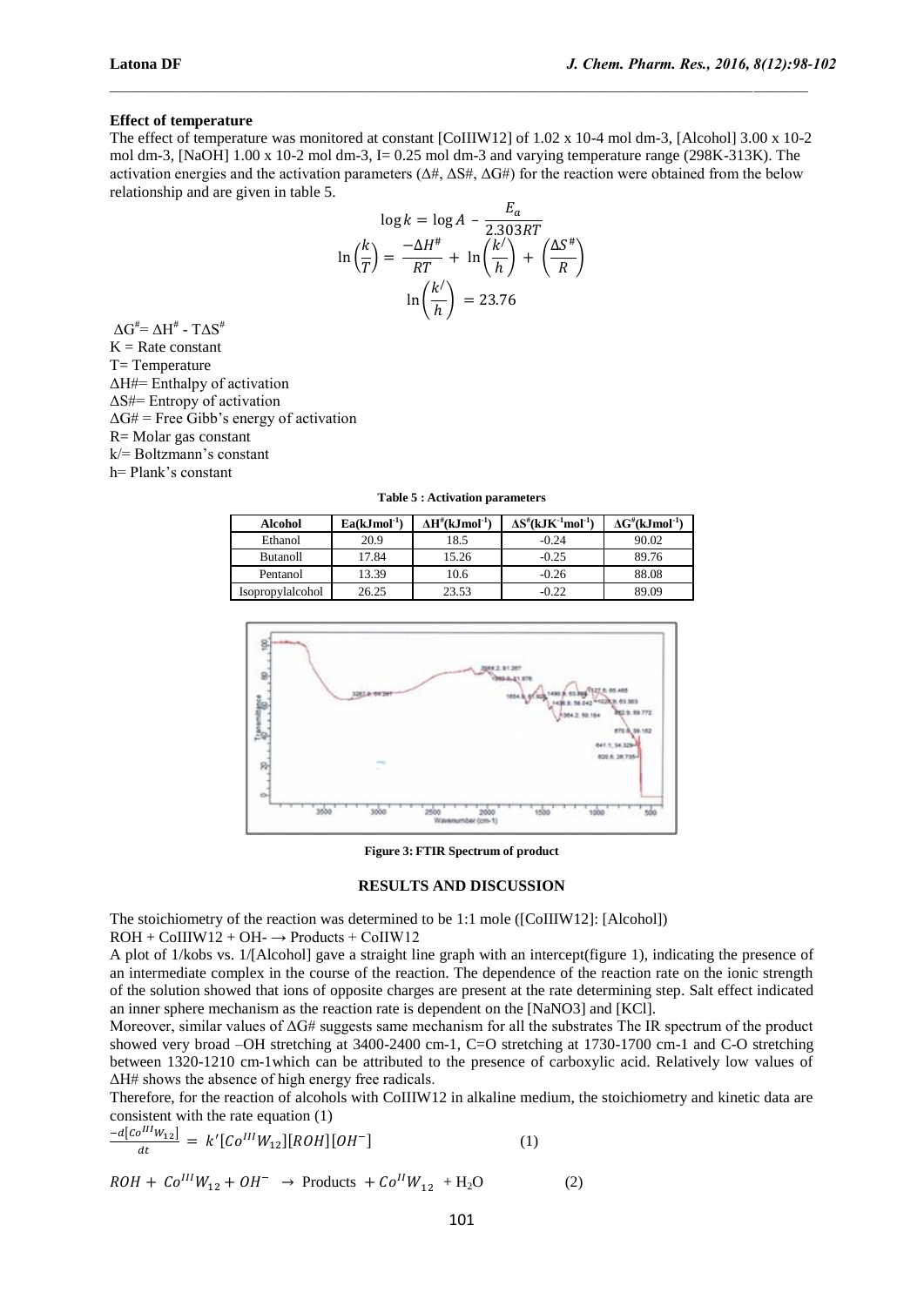**Effect of temperature**

The effect of temperature was monitored at constant [CoIIIW12] of 1.02 x 10-4 mol dm-3, [Alcohol] 3.00 x 10-2 mol dm-3, [NaOH] 1.00 x 10-2 mol dm-3, I= 0.25 mol dm-3 and varying temperature range (298K-313K). The activation energies and the activation parameters (ΔH#, ΔS#, ΔG#) for the reaction were obtained from the below relationship and are given in table 5.

$$\log k = \log A - \frac{E_a}{2.303RT}$$

$$\ln\left(\frac{k}{T}\right) = \frac{-\Delta H^{\#}}{RT} + \ln\left(\frac{k^{/}}{h}\right) + \left(\frac{\Delta S^{\#}}{R}\right)$$

$$\ln\left(\frac{k^{/}}{h}\right) = 23.76$$

$\Delta G^{\#} = \Delta H^{\#} - T\Delta S^{\#}$

K = Rate constant

T= Temperature

ΔH#= Enthalpy of activation

ΔS#= Entropy of activation

ΔG# = Free Gibb's energy of activation

R= Molar gas constant

k/= Boltzmann's constant

h= Plank's constant

**Table 5 : Activation parameters**

| Alcohol | Ea(kJmol$^{-1}$) | ΔH$^{\#}$(kJmol$^{-1}$) | ΔS$^{\#}$(kJK$^{-1}$mol$^{-1}$) | ΔG$^{\#}$(kJmol$^{-1}$) |
|---|---|---|---|---|
| Ethanol | 20.9 | 18.5 | -0.24 | 90.02 |
| Butanoll | 17.84 | 15.26 | -0.25 | 89.76 |
| Pentanol | 13.39 | 10.6 | -0.26 | 88.08 |
| Isopropylalcohol | 26.25 | 23.53 | -0.22 | 89.09 |

**Figure 3: FTIR Spectrum of product**

## RESULTS AND DISCUSSION

The stoichiometry of the reaction was determined to be 1:1 mole ([CoIIIW12]: [Alcohol])

ROH + CoIIIW12 + OH- → Products + CoIIW12

A plot of 1/kobs vs. 1/[Alcohol] gave a straight line graph with an intercept(figure 1), indicating the presence of an intermediate complex in the course of the reaction. The dependence of the reaction rate on the ionic strength of the solution showed that ions of opposite charges are present at the rate determining step. Salt effect indicated an inner sphere mechanism as the reaction rate is dependent on the [NaNO3] and [KCl].

Moreover, similar values of ΔG# suggests same mechanism for all the substrates The IR spectrum of the product showed very broad –OH stretching at 3400-2400 cm-1, C=O stretching at 1730-1700 cm-1 and C-O stretching between 1320-1210 cm-1which can be attributed to the presence of carboxylic acid. Relatively low values of ΔH# shows the absence of high energy free radicals.

Therefore, for the reaction of alcohols with CoIIIW12 in alkaline medium, the stoichiometry and kinetic data are consistent with the rate equation (1)

$$\frac{-d[Co^{III}W_{12}]}{dt} = k'[Co^{III}W_{12}][ROH][OH^{-}] \qquad (1)$$

$$ROH + Co^{III}W_{12} + OH^{-} \rightarrow \text{Products} + Co^{II}W_{12} + H_2O \qquad (2)$$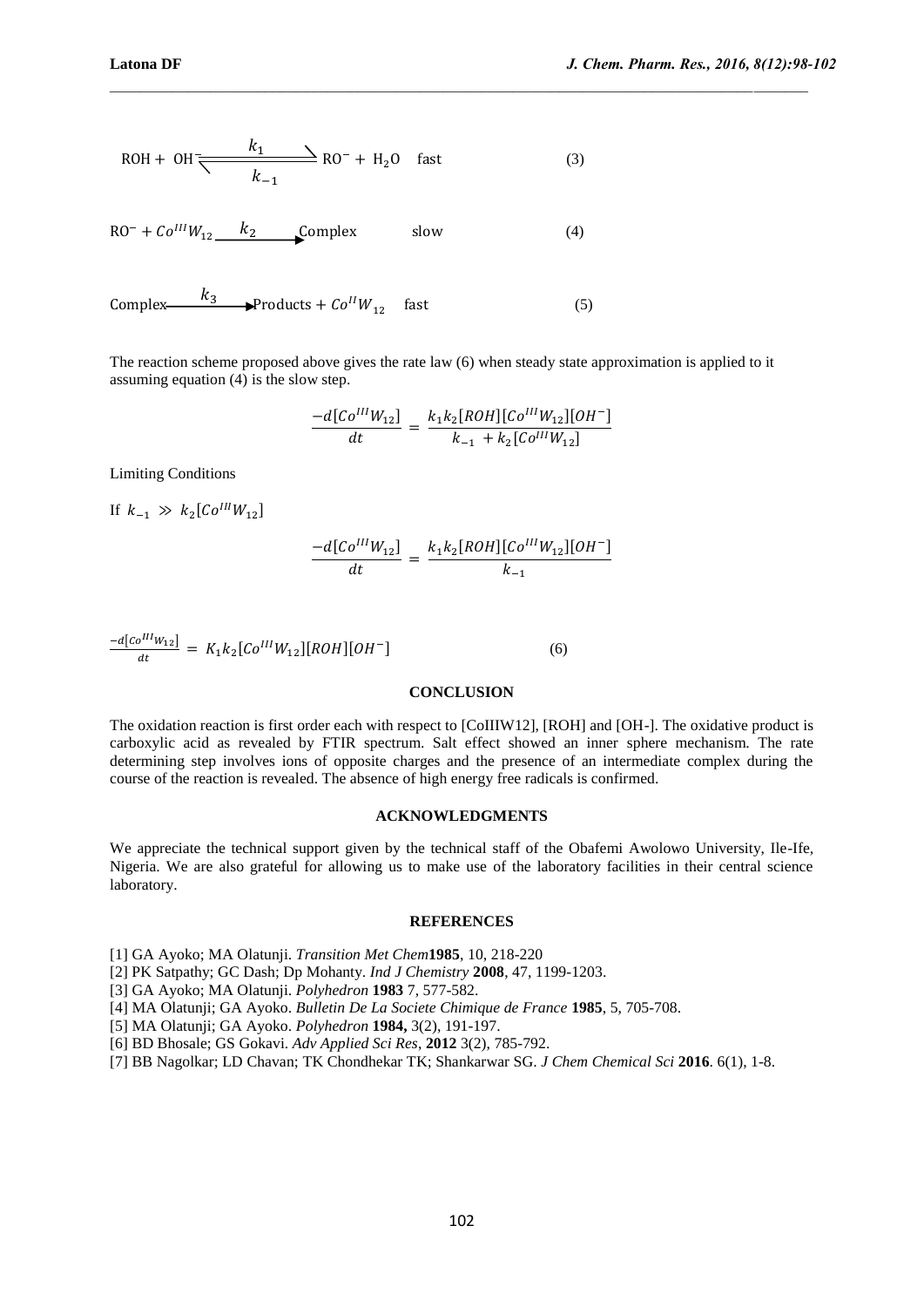$$ROH + OH^- \underset{k_{-1}}{\overset{k_1}{\rightleftharpoons}} RO^- + H_2O \quad \text{fast} \qquad (3)$$

$$RO^- + Co^{III}W_{12} \xrightarrow{k_2} \text{Complex} \quad \text{slow} \qquad (4)$$

$$\text{Complex} \xrightarrow{k_3} \text{Products} + Co^{II}W_{12} \quad \text{fast} \qquad (5)$$

The reaction scheme proposed above gives the rate law (6) when steady state approximation is applied to it assuming equation (4) is the slow step.

$$\frac{-d[Co^{III}W_{12}]}{dt} = \frac{k_1 k_2 [ROH][Co^{III}W_{12}][OH^-]}{k_{-1} + k_2 [Co^{III}W_{12}]}$$

Limiting Conditions

If $k_{-1} \gg k_2[Co^{III}W_{12}]$

$$\frac{-d[Co^{III}W_{12}]}{dt} = \frac{k_1 k_2 [ROH][Co^{III}W_{12}][OH^-]}{k_{-1}}$$

$$\frac{-d[Co^{III}W_{12}]}{dt} = K_1 k_2 [Co^{III}W_{12}][ROH][OH^-] \qquad (6)$$

## CONCLUSION

The oxidation reaction is first order each with respect to [CoIIIW12], [ROH] and [OH-]. The oxidative product is carboxylic acid as revealed by FTIR spectrum. Salt effect showed an inner sphere mechanism. The rate determining step involves ions of opposite charges and the presence of an intermediate complex during the course of the reaction is revealed. The absence of high energy free radicals is confirmed.

## ACKNOWLEDGMENTS

We appreciate the technical support given by the technical staff of the Obafemi Awolowo University, Ile-Ife, Nigeria. We are also grateful for allowing us to make use of the laboratory facilities in their central science laboratory.

## REFERENCES

[1] GA Ayoko; MA Olatunji. *Transition Met Chem* **1985**, 10, 218-220

[2] PK Satpathy; GC Dash; Dp Mohanty. *Ind J Chemistry* **2008**, 47, 1199-1203.

[3] GA Ayoko; MA Olatunji. *Polyhedron* **1983** 7, 577-582.

[4] MA Olatunji; GA Ayoko. *Bulletin De La Societe Chimique de France* **1985**, 5, 705-708.

[5] MA Olatunji; GA Ayoko. *Polyhedron* **1984,** 3(2), 191-197.

[6] BD Bhosale; GS Gokavi. *Adv Applied Sci Res*, **2012** 3(2), 785-792.

[7] BB Nagolkar; LD Chavan; TK Chondhekar TK; Shankarwar SG. *J Chem Chemical Sci* **2016**. 6(1), 1-8.